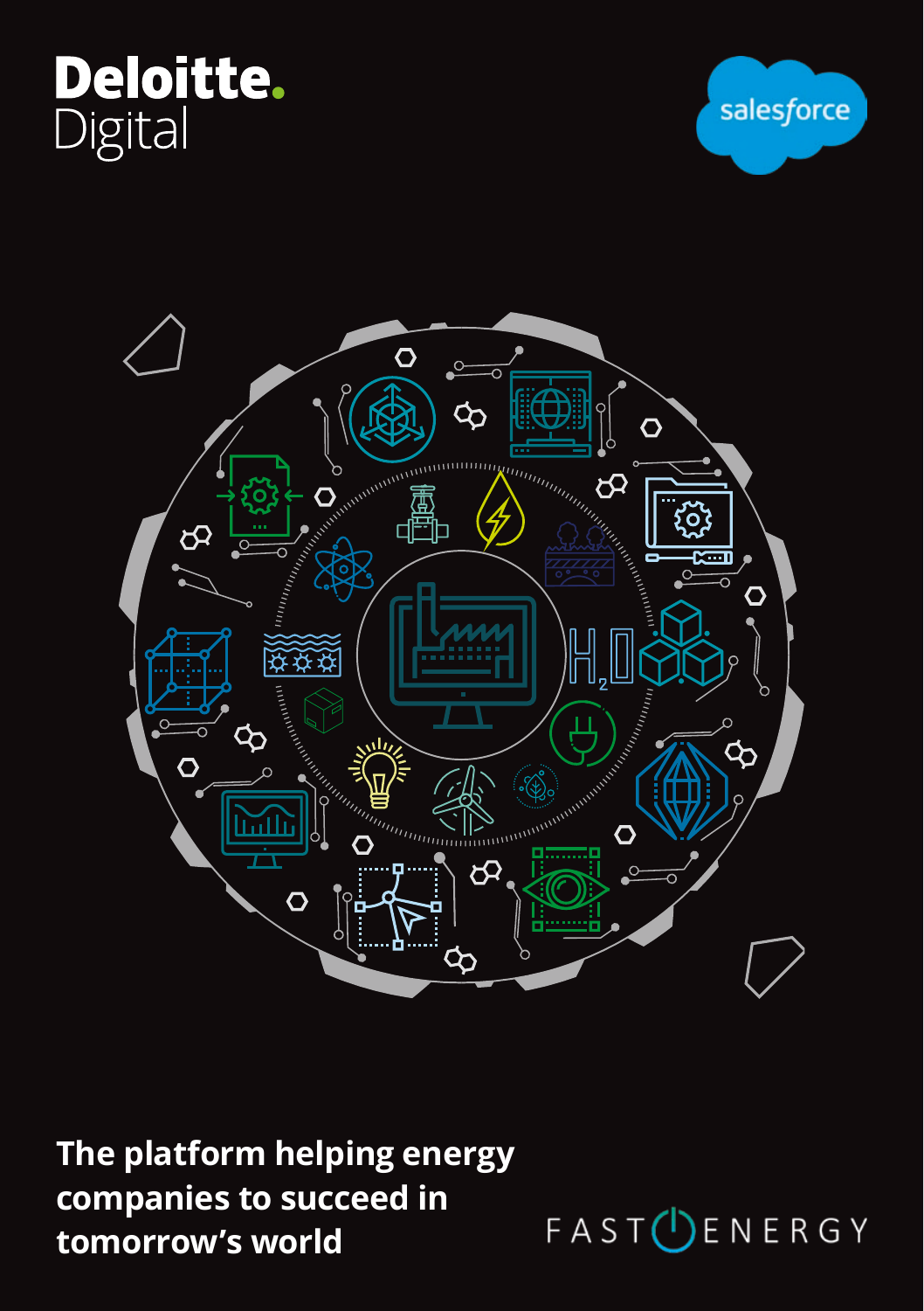Deloitte. Digital

salesforce

# The platform helping energy companies to succeed in tomorrow's world

FAST ENERGY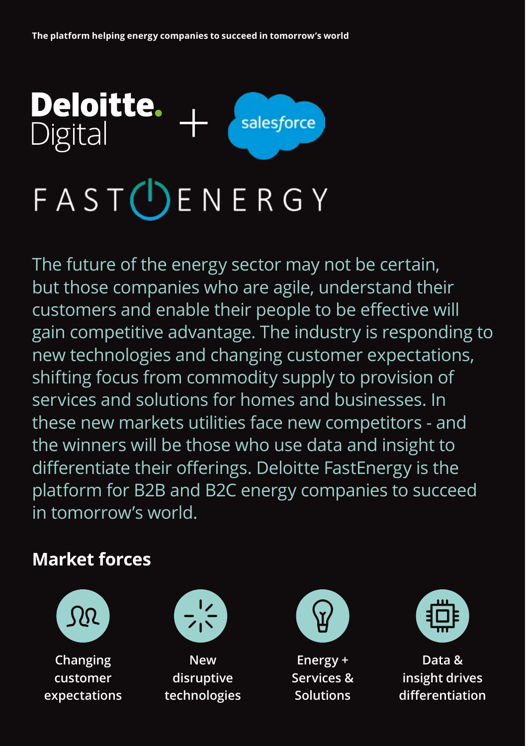The platform helping energy companies to succeed in tomorrow's world

Deloitte. Digital + salesforce

# FAST ENERGY

The future of the energy sector may not be certain, but those companies who are agile, understand their customers and enable their people to be effective will gain competitive advantage. The industry is responding to new technologies and changing customer expectations, shifting focus from commodity supply to provision of services and solutions for homes and businesses. In these new markets utilities face new competitors - and the winners will be those who use data and insight to differentiate their offerings. Deloitte FastEnergy is the platform for B2B and B2C energy companies to succeed in tomorrow's world.

## Market forces

- Changing customer expectations
- New disruptive technologies
- Energy + Services & Solutions
- Data & insight drives differentiation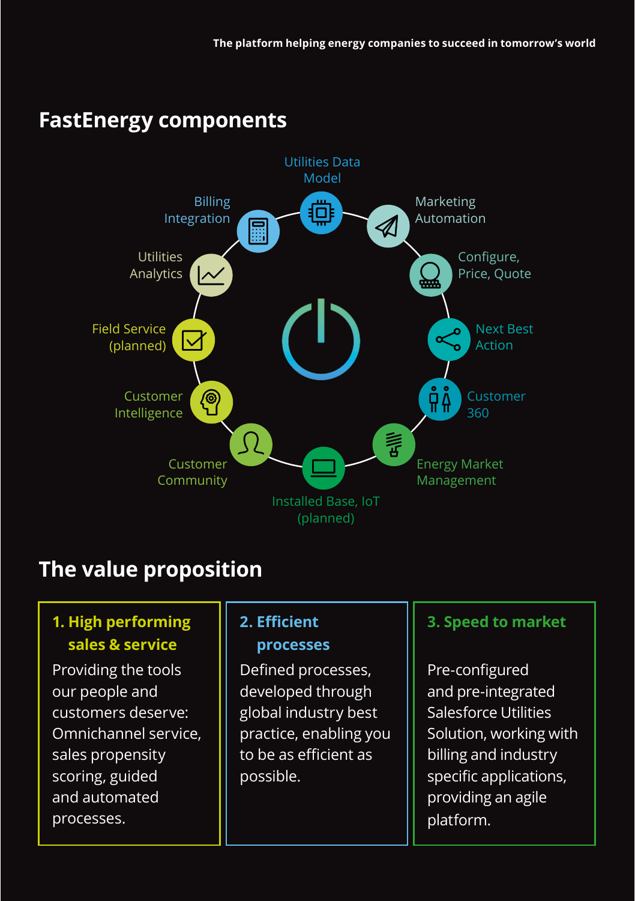## FastEnergy components

- Utilities Data Model
- Marketing Automation
- Configure, Price, Quote
- Next Best Action
- Customer 360
- Energy Market Management
- Installed Base, IoT (planned)
- Customer Community
- Customer Intelligence
- Field Service (planned)
- Utilities Analytics
- Billing Integration

## The value proposition

**1. High performing sales & service**

Providing the tools our people and customers deserve: Omnichannel service, sales propensity scoring, guided and automated processes.

**2. Efficient processes**

Defined processes, developed through global industry best practice, enabling you to be as efficient as possible.

**3. Speed to market**

Pre-configured and pre-integrated Salesforce Utilities Solution, working with billing and industry specific applications, providing an agile platform.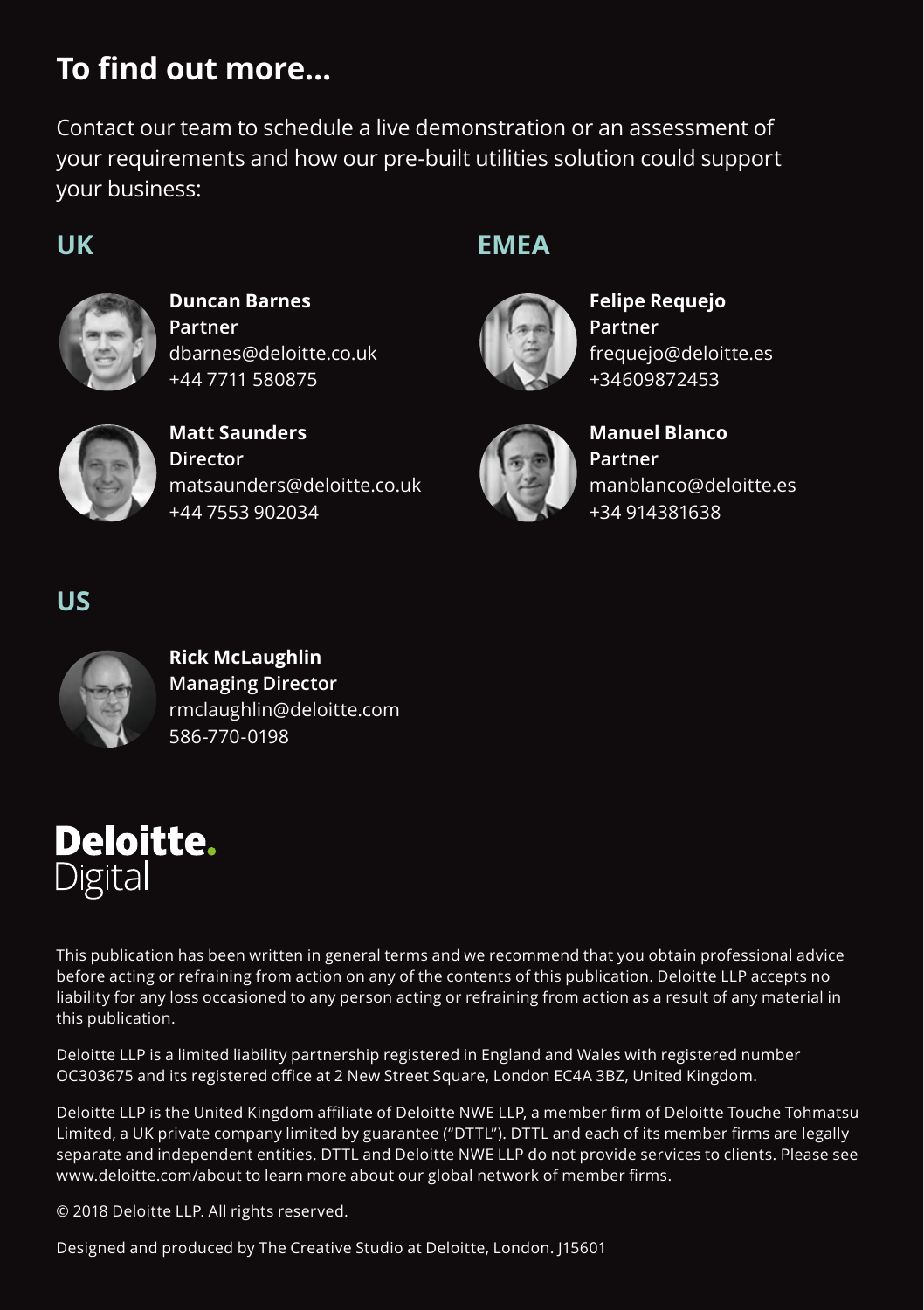# To find out more...

Contact our team to schedule a live demonstration or an assessment of your requirements and how our pre-built utilities solution could support your business:

## UK

**Duncan Barnes**
**Partner**
dbarnes@deloitte.co.uk
+44 7711 580875

**Matt Saunders**
**Director**
matsaunders@deloitte.co.uk
+44 7553 902034

## EMEA

**Felipe Requejo**
**Partner**
frequejo@deloitte.es
+34609872453

**Manuel Blanco**
**Partner**
manblanco@deloitte.es
+34 914381638

## US

**Rick McLaughlin**
**Managing Director**
rmclaughlin@deloitte.com
586-770-0198

**Deloitte.**
Digital

This publication has been written in general terms and we recommend that you obtain professional advice before acting or refraining from action on any of the contents of this publication. Deloitte LLP accepts no liability for any loss occasioned to any person acting or refraining from action as a result of any material in this publication.

Deloitte LLP is a limited liability partnership registered in England and Wales with registered number OC303675 and its registered office at 2 New Street Square, London EC4A 3BZ, United Kingdom.

Deloitte LLP is the United Kingdom affiliate of Deloitte NWE LLP, a member firm of Deloitte Touche Tohmatsu Limited, a UK private company limited by guarantee ("DTTL"). DTTL and each of its member firms are legally separate and independent entities. DTTL and Deloitte NWE LLP do not provide services to clients. Please see www.deloitte.com/about to learn more about our global network of member firms.

© 2018 Deloitte LLP. All rights reserved.

Designed and produced by The Creative Studio at Deloitte, London. J15601